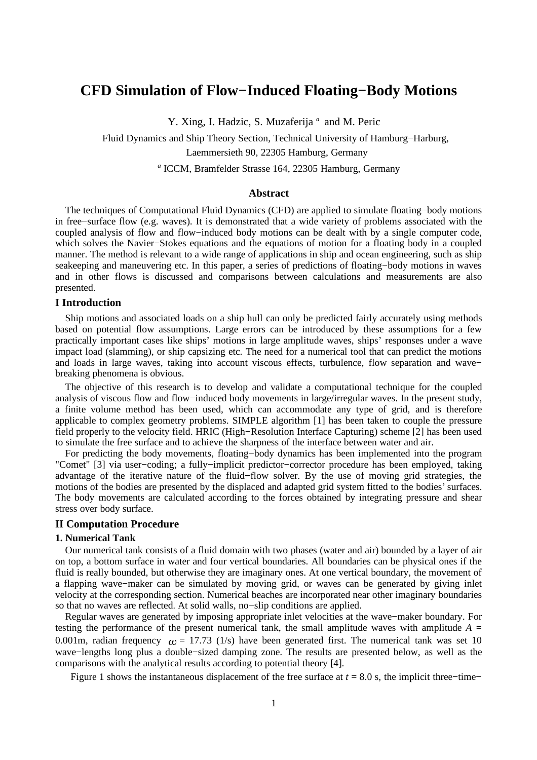# CFD Simulation of Flow−Induced Floating−Body Motions

Y. Xing, I. Hadzic, S. Muzaferija [a] and M. Peric

Fluid Dynamics and Ship Theory Section, Technical University of Hamburg−Harburg,
Laemmersieth 90, 22305 Hamburg, Germany

[a] ICCM, Bramfelder Strasse 164, 22305 Hamburg, Germany

### Abstract

The techniques of Computational Fluid Dynamics (CFD) are applied to simulate floating−body motions in free−surface flow (e.g. waves). It is demonstrated that a wide variety of problems associated with the coupled analysis of flow and flow−induced body motions can be dealt with by a single computer code, which solves the Navier−Stokes equations and the equations of motion for a floating body in a coupled manner. The method is relevant to a wide range of applications in ship and ocean engineering, such as ship seakeeping and maneuvering etc. In this paper, a series of predictions of floating−body motions in waves and in other flows is discussed and comparisons between calculations and measurements are also presented.

## I Introduction

Ship motions and associated loads on a ship hull can only be predicted fairly accurately using methods based on potential flow assumptions. Large errors can be introduced by these assumptions for a few practically important cases like ships' motions in large amplitude waves, ships' responses under a wave impact load (slamming), or ship capsizing etc. The need for a numerical tool that can predict the motions and loads in large waves, taking into account viscous effects, turbulence, flow separation and wave−breaking phenomena is obvious.

The objective of this research is to develop and validate a computational technique for the coupled analysis of viscous flow and flow−induced body movements in large/irregular waves. In the present study, a finite volume method has been used, which can accommodate any type of grid, and is therefore applicable to complex geometry problems. SIMPLE algorithm [1] has been taken to couple the pressure field properly to the velocity field. HRIC (High−Resolution Interface Capturing) scheme [2] has been used to simulate the free surface and to achieve the sharpness of the interface between water and air.

For predicting the body movements, floating−body dynamics has been implemented into the program "Comet" [3] via user−coding; a fully−implicit predictor−corrector procedure has been employed, taking advantage of the iterative nature of the fluid−flow solver. By the use of moving grid strategies, the motions of the bodies are presented by the displaced and adapted grid system fitted to the bodies' surfaces. The body movements are calculated according to the forces obtained by integrating pressure and shear stress over body surface.

## II Computation Procedure

### 1. Numerical Tank

Our numerical tank consists of a fluid domain with two phases (water and air) bounded by a layer of air on top, a bottom surface in water and four vertical boundaries. All boundaries can be physical ones if the fluid is really bounded, but otherwise they are imaginary ones. At one vertical boundary, the movement of a flapping wave−maker can be simulated by moving grid, or waves can be generated by giving inlet velocity at the corresponding section. Numerical beaches are incorporated near other imaginary boundaries so that no waves are reflected. At solid walls, no−slip conditions are applied.

Regular waves are generated by imposing appropriate inlet velocities at the wave−maker boundary. For testing the performance of the present numerical tank, the small amplitude waves with amplitude $A$ = 0.001m, radian frequency $\omega$ = 17.73 (1/s) have been generated first. The numerical tank was set 10 wave−lengths long plus a double−sized damping zone. The results are presented below, as well as the comparisons with the analytical results according to potential theory [4].

Figure 1 shows the instantaneous displacement of the free surface at $t$ = 8.0 s, the implicit three−time−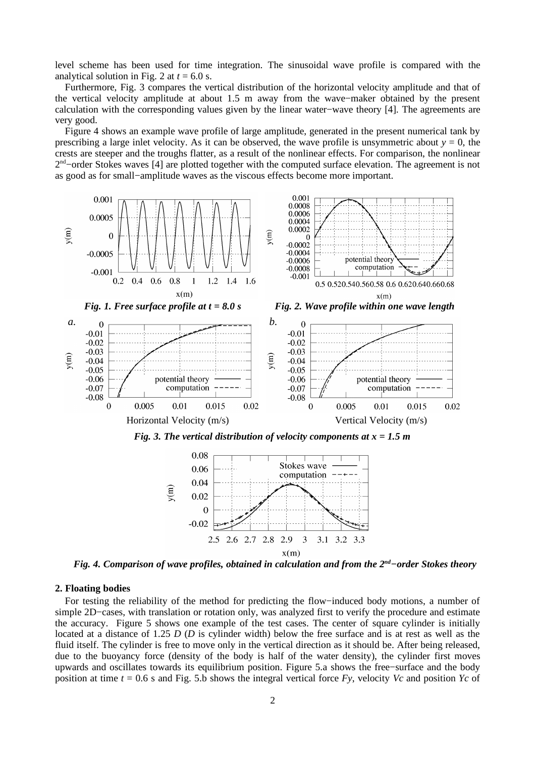level scheme has been used for time integration. The sinusoidal wave profile is compared with the analytical solution in Fig. 2 at $t = 6.0$ s.

Furthermore, Fig. 3 compares the vertical distribution of the horizontal velocity amplitude and that of the vertical velocity amplitude at about 1.5 m away from the wave−maker obtained by the present calculation with the corresponding values given by the linear water−wave theory [4]. The agreements are very good.

Figure 4 shows an example wave profile of large amplitude, generated in the present numerical tank by prescribing a large inlet velocity. As it can be observed, the wave profile is unsymmetric about $y = 0$, the crests are steeper and the troughs flatter, as a result of the nonlinear effects. For comparison, the nonlinear $2^{nd}$−order Stokes waves [4] are plotted together with the computed surface elevation. The agreement is not as good as for small−amplitude waves as the viscous effects become more important.

***Fig. 1. Free surface profile at t = 8.0 s***

***Fig. 2. Wave profile within one wave length***

***Fig. 3. The vertical distribution of velocity components at x = 1.5 m***

***Fig. 4. Comparison of wave profiles, obtained in calculation and from the 2nd−order Stokes theory***

**2. Floating bodies**

For testing the reliability of the method for predicting the flow−induced body motions, a number of simple 2D−cases, with translation or rotation only, was analyzed first to verify the procedure and estimate the accuracy. Figure 5 shows one example of the test cases. The center of square cylinder is initially located at a distance of 1.25 $D$ ($D$ is cylinder width) below the free surface and is at rest as well as the fluid itself. The cylinder is free to move only in the vertical direction as it should be. After being released, due to the buoyancy force (density of the body is half of the water density), the cylinder first moves upwards and oscillates towards its equilibrium position. Figure 5.a shows the free−surface and the body position at time $t = 0.6$ s and Fig. 5.b shows the integral vertical force $Fy$, velocity $Vc$ and position $Yc$ of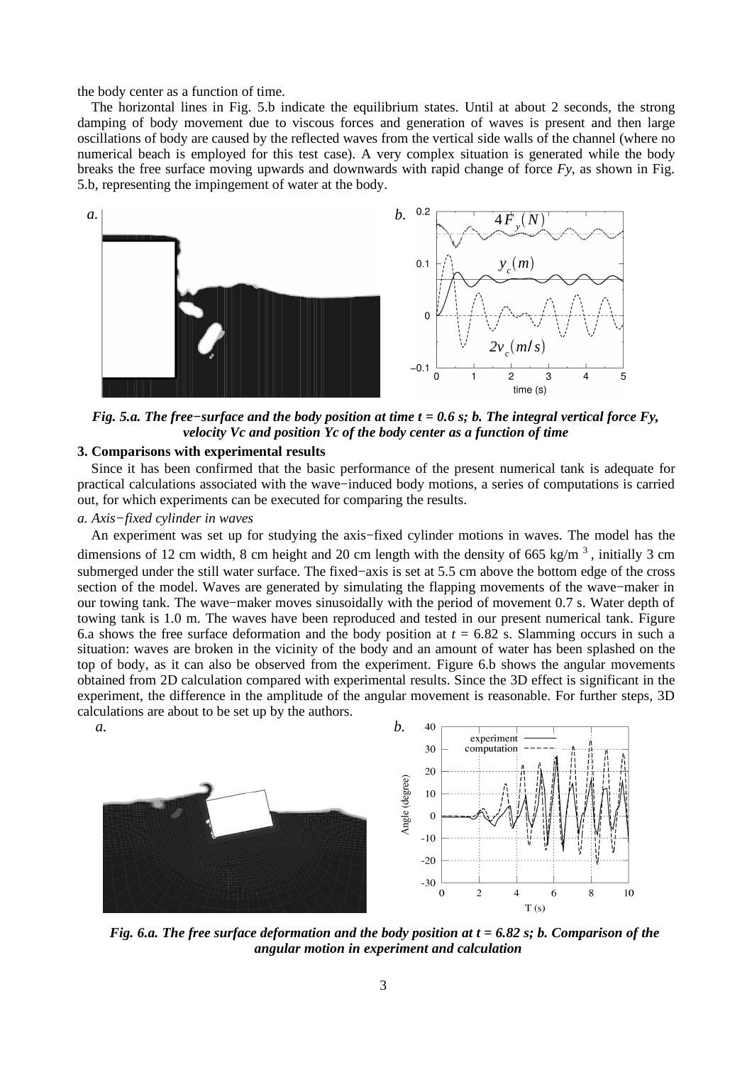the body center as a function of time.

The horizontal lines in Fig. 5.b indicate the equilibrium states. Until at about 2 seconds, the strong damping of body movement due to viscous forces and generation of waves is present and then large oscillations of body are caused by the reflected waves from the vertical side walls of the channel (where no numerical beach is employed for this test case). A very complex situation is generated while the body breaks the free surface moving upwards and downwards with rapid change of force *Fy*, as shown in Fig. 5.b, representing the impingement of water at the body.

***Fig. 5.a. The free−surface and the body position at time t = 0.6 s; b. The integral vertical force Fy, velocity Vc and position Yc of the body center as a function of time***

### 3. Comparisons with experimental results

Since it has been confirmed that the basic performance of the present numerical tank is adequate for practical calculations associated with the wave−induced body motions, a series of computations is carried out, for which experiments can be executed for comparing the results.

*a. Axis−fixed cylinder in waves*

An experiment was set up for studying the axis−fixed cylinder motions in waves. The model has the dimensions of 12 cm width, 8 cm height and 20 cm length with the density of 665 kg/m $^3$, initially 3 cm submerged under the still water surface. The fixed−axis is set at 5.5 cm above the bottom edge of the cross section of the model. Waves are generated by simulating the flapping movements of the wave−maker in our towing tank. The wave−maker moves sinusoidally with the period of movement 0.7 s. Water depth of towing tank is 1.0 m. The waves have been reproduced and tested in our present numerical tank. Figure 6.a shows the free surface deformation and the body position at $t$ = 6.82 s. Slamming occurs in such a situation: waves are broken in the vicinity of the body and an amount of water has been splashed on the top of body, as it can also be observed from the experiment. Figure 6.b shows the angular movements obtained from 2D calculation compared with experimental results. Since the 3D effect is significant in the experiment, the difference in the amplitude of the angular movement is reasonable. For further steps, 3D calculations are about to be set up by the authors.

***Fig. 6.a. The free surface deformation and the body position at t = 6.82 s; b. Comparison of the angular motion in experiment and calculation***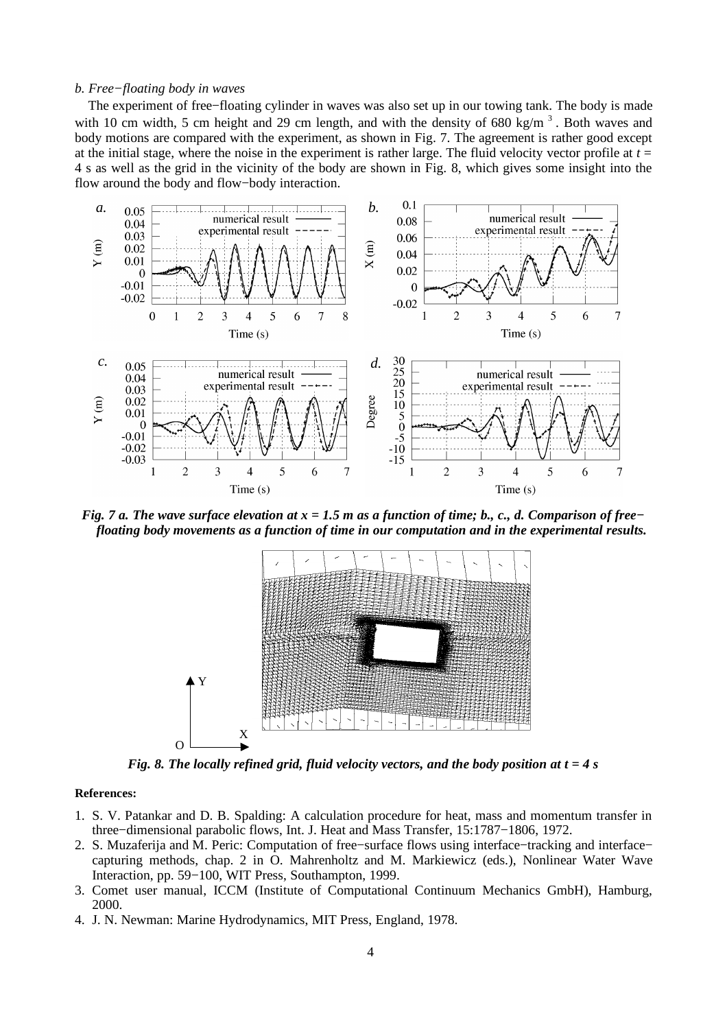*b. Free−floating body in waves*

The experiment of free−floating cylinder in waves was also set up in our towing tank. The body is made with 10 cm width, 5 cm height and 29 cm length, and with the density of 680 kg/m $^3$. Both waves and body motions are compared with the experiment, as shown in Fig. 7. The agreement is rather good except at the initial stage, where the noise in the experiment is rather large. The fluid velocity vector profile at $t$ = 4 s as well as the grid in the vicinity of the body are shown in Fig. 8, which gives some insight into the flow around the body and flow−body interaction.

a.
Y (m)
numerical result
experimental result
0.05
0.04
0.03
0.02
0.01
0
-0.01
-0.02
0 1 2 3 4 5 6 7 8
Time (s)

b.
X (m)
numerical result
experimental result
0.1
0.08
0.06
0.04
0.02
0
-0.02
1 2 3 4 5 6 7
Time (s)

c.
Y (m)
numerical result
experimental result
0.05
0.04
0.03
0.02
0.01
0
-0.01
-0.02
-0.03
1 2 3 4 5 6 7
Time (s)

d.
Degree
numerical result
experimental result
30
25
20
15
10
5
0
-5
-10
-15
1 2 3 4 5 6 7
Time (s)

***Fig. 7 a. The wave surface elevation at x = 1.5 m as a function of time; b., c., d. Comparison of free−floating body movements as a function of time in our computation and in the experimental results.***

Y
X
O

***Fig. 8. The locally refined grid, fluid velocity vectors, and the body position at t = 4 s***

**References:**

1. S. V. Patankar and D. B. Spalding: A calculation procedure for heat, mass and momentum transfer in three−dimensional parabolic flows, Int. J. Heat and Mass Transfer, 15:1787−1806, 1972.
2. S. Muzaferija and M. Peric: Computation of free−surface flows using interface−tracking and interface−capturing methods, chap. 2 in O. Mahrenholtz and M. Markiewicz (eds.), Nonlinear Water Wave Interaction, pp. 59−100, WIT Press, Southampton, 1999.
3. Comet user manual, ICCM (Institute of Computational Continuum Mechanics GmbH), Hamburg, 2000.
4. J. N. Newman: Marine Hydrodynamics, MIT Press, England, 1978.